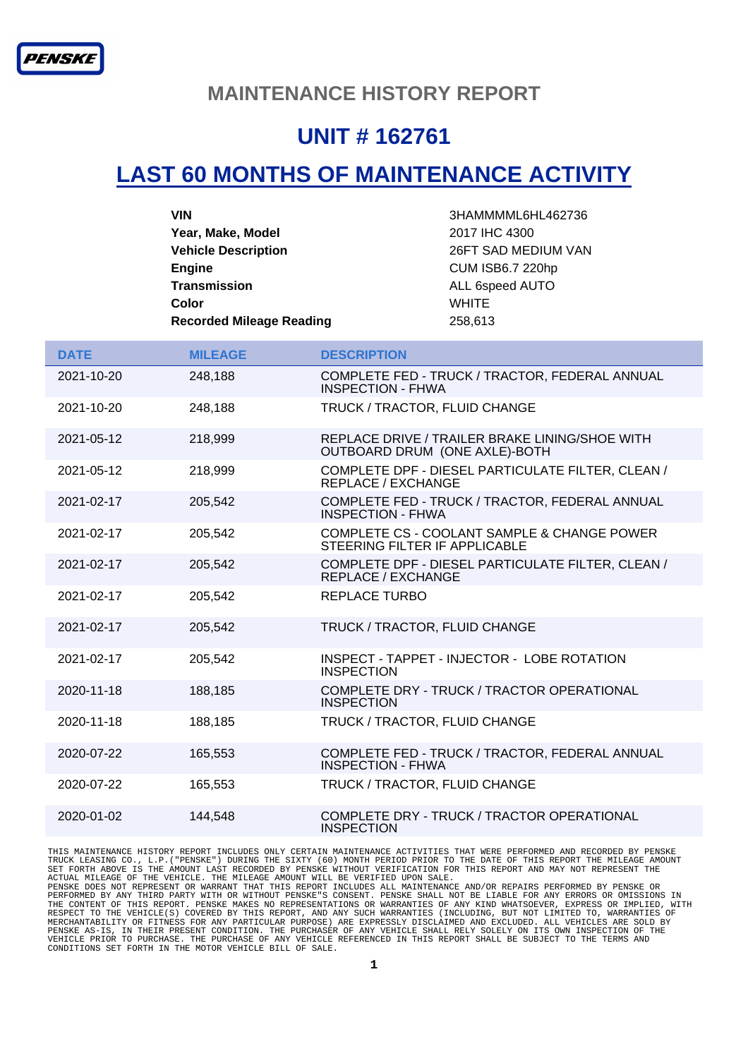PENSKE

## MAINTENANCE HISTORY REPORT

# UNIT # 162761

## LAST 60 MONTHS OF MAINTENANCE ACTIVITY

| | |
|---|---|
| **VIN** | 3HAMMMML6HL462736 |
| **Year, Make, Model** | 2017 IHC 4300 |
| **Vehicle Description** | 26FT SAD MEDIUM VAN |
| **Engine** | CUM ISB6.7 220hp |
| **Transmission** | ALL 6speed AUTO |
| **Color** | WHITE |
| **Recorded Mileage Reading** | 258,613 |

| DATE | MILEAGE | DESCRIPTION |
|---|---|---|
| 2021-10-20 | 248,188 | COMPLETE FED - TRUCK / TRACTOR, FEDERAL ANNUAL INSPECTION - FHWA |
| 2021-10-20 | 248,188 | TRUCK / TRACTOR, FLUID CHANGE |
| 2021-05-12 | 218,999 | REPLACE DRIVE / TRAILER BRAKE LINING/SHOE WITH OUTBOARD DRUM (ONE AXLE)-BOTH |
| 2021-05-12 | 218,999 | COMPLETE DPF - DIESEL PARTICULATE FILTER, CLEAN / REPLACE / EXCHANGE |
| 2021-02-17 | 205,542 | COMPLETE FED - TRUCK / TRACTOR, FEDERAL ANNUAL INSPECTION - FHWA |
| 2021-02-17 | 205,542 | COMPLETE CS - COOLANT SAMPLE & CHANGE POWER STEERING FILTER IF APPLICABLE |
| 2021-02-17 | 205,542 | COMPLETE DPF - DIESEL PARTICULATE FILTER, CLEAN / REPLACE / EXCHANGE |
| 2021-02-17 | 205,542 | REPLACE TURBO |
| 2021-02-17 | 205,542 | TRUCK / TRACTOR, FLUID CHANGE |
| 2021-02-17 | 205,542 | INSPECT - TAPPET - INJECTOR - LOBE ROTATION INSPECTION |
| 2020-11-18 | 188,185 | COMPLETE DRY - TRUCK / TRACTOR OPERATIONAL INSPECTION |
| 2020-11-18 | 188,185 | TRUCK / TRACTOR, FLUID CHANGE |
| 2020-07-22 | 165,553 | COMPLETE FED - TRUCK / TRACTOR, FEDERAL ANNUAL INSPECTION - FHWA |
| 2020-07-22 | 165,553 | TRUCK / TRACTOR, FLUID CHANGE |
| 2020-01-02 | 144,548 | COMPLETE DRY - TRUCK / TRACTOR OPERATIONAL INSPECTION |

THIS MAINTENANCE HISTORY REPORT INCLUDES ONLY CERTAIN MAINTENANCE ACTIVITIES THAT WERE PERFORMED AND RECORDED BY PENSKE TRUCK LEASING CO., L.P.("PENSKE") DURING THE SIXTY (60) MONTH PERIOD PRIOR TO THE DATE OF THIS REPORT THE MILEAGE AMOUNT SET FORTH ABOVE IS THE AMOUNT LAST RECORDED BY PENSKE WITHOUT VERIFICATION FOR THIS REPORT AND MAY NOT REPRESENT THE ACTUAL MILEAGE OF THE VEHICLE. THE MILEAGE AMOUNT WILL BE VERIFIED UPON SALE.
PENSKE DOES NOT REPRESENT OR WARRANT THAT THIS REPORT INCLUDES ALL MAINTENANCE AND/OR REPAIRS PERFORMED BY PENSKE OR PERFORMED BY ANY THIRD PARTY WITH OR WITHOUT PENSKE"S CONSENT. PENSKE SHALL NOT BE LIABLE FOR ANY ERRORS OR OMISSIONS IN THE CONTENT OF THIS REPORT. PENSKE MAKES NO REPRESENTATIONS OR WARRANTIES OF ANY KIND WHATSOEVER, EXPRESS OR IMPLIED, WITH RESPECT TO THE VEHICLE(S) COVERED BY THIS REPORT, AND ANY SUCH WARRANTIES (INCLUDING, BUT NOT LIMITED TO, WARRANTIES OF MERCHANTABILITY OR FITNESS FOR ANY PARTICULAR PURPOSE) ARE EXPRESSLY DISCLAIMED AND EXCLUDED. ALL VEHICLES ARE SOLD BY PENSKE AS-IS, IN THEIR PRESENT CONDITION. THE PURCHASER OF ANY VEHICLE SHALL RELY SOLELY ON ITS OWN INSPECTION OF THE VEHICLE PRIOR TO PURCHASE. THE PURCHASE OF ANY VEHICLE REFERENCED IN THIS REPORT SHALL BE SUBJECT TO THE TERMS AND CONDITIONS SET FORTH IN THE MOTOR VEHICLE BILL OF SALE.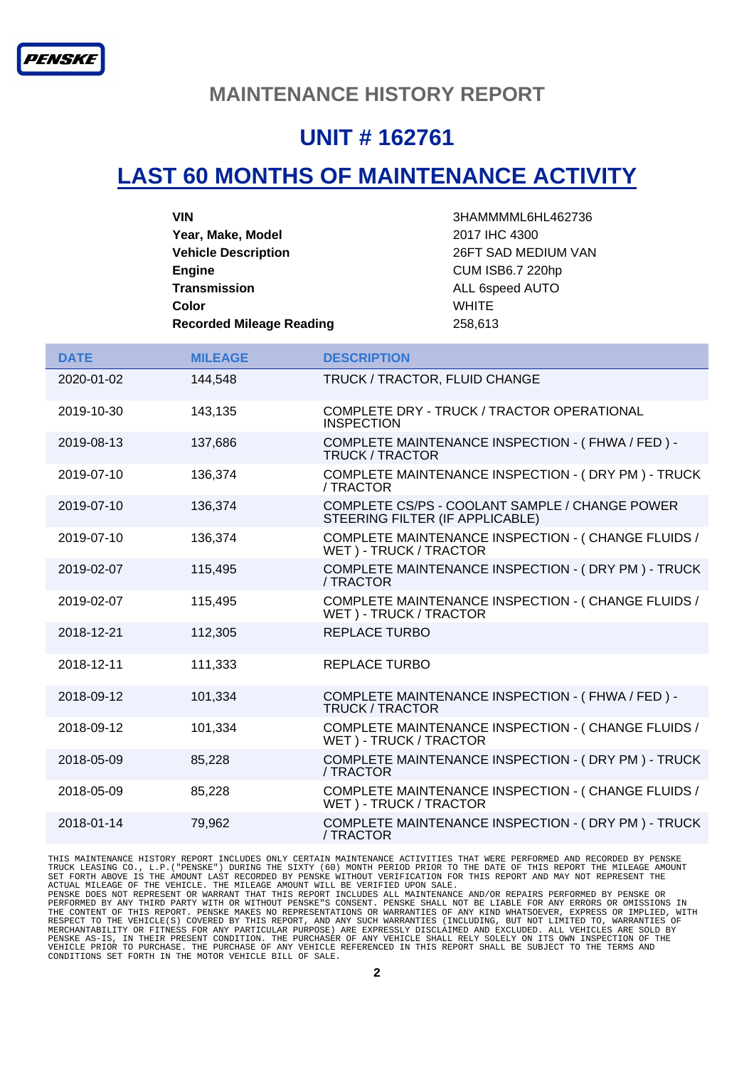PENSKE

# MAINTENANCE HISTORY REPORT

## UNIT # 162761

## LAST 60 MONTHS OF MAINTENANCE ACTIVITY

| | |
|---|---|
| **VIN** | 3HAMMMML6HL462736 |
| **Year, Make, Model** | 2017 IHC 4300 |
| **Vehicle Description** | 26FT SAD MEDIUM VAN |
| **Engine** | CUM ISB6.7 220hp |
| **Transmission** | ALL 6speed AUTO |
| **Color** | WHITE |
| **Recorded Mileage Reading** | 258,613 |

| DATE | MILEAGE | DESCRIPTION |
|---|---|---|
| 2020-01-02 | 144,548 | TRUCK / TRACTOR, FLUID CHANGE |
| 2019-10-30 | 143,135 | COMPLETE DRY - TRUCK / TRACTOR OPERATIONAL INSPECTION |
| 2019-08-13 | 137,686 | COMPLETE MAINTENANCE INSPECTION - ( FHWA / FED ) - TRUCK / TRACTOR |
| 2019-07-10 | 136,374 | COMPLETE MAINTENANCE INSPECTION - ( DRY PM ) - TRUCK / TRACTOR |
| 2019-07-10 | 136,374 | COMPLETE CS/PS - COOLANT SAMPLE / CHANGE POWER STEERING FILTER (IF APPLICABLE) |
| 2019-07-10 | 136,374 | COMPLETE MAINTENANCE INSPECTION - ( CHANGE FLUIDS / WET ) - TRUCK / TRACTOR |
| 2019-02-07 | 115,495 | COMPLETE MAINTENANCE INSPECTION - ( DRY PM ) - TRUCK / TRACTOR |
| 2019-02-07 | 115,495 | COMPLETE MAINTENANCE INSPECTION - ( CHANGE FLUIDS / WET ) - TRUCK / TRACTOR |
| 2018-12-21 | 112,305 | REPLACE TURBO |
| 2018-12-11 | 111,333 | REPLACE TURBO |
| 2018-09-12 | 101,334 | COMPLETE MAINTENANCE INSPECTION - ( FHWA / FED ) - TRUCK / TRACTOR |
| 2018-09-12 | 101,334 | COMPLETE MAINTENANCE INSPECTION - ( CHANGE FLUIDS / WET ) - TRUCK / TRACTOR |
| 2018-05-09 | 85,228 | COMPLETE MAINTENANCE INSPECTION - ( DRY PM ) - TRUCK / TRACTOR |
| 2018-05-09 | 85,228 | COMPLETE MAINTENANCE INSPECTION - ( CHANGE FLUIDS / WET ) - TRUCK / TRACTOR |
| 2018-01-14 | 79,962 | COMPLETE MAINTENANCE INSPECTION - ( DRY PM ) - TRUCK / TRACTOR |

THIS MAINTENANCE HISTORY REPORT INCLUDES ONLY CERTAIN MAINTENANCE ACTIVITIES THAT WERE PERFORMED AND RECORDED BY PENSKE TRUCK LEASING CO., L.P.("PENSKE") DURING THE SIXTY (60) MONTH PERIOD PRIOR TO THE DATE OF THIS REPORT THE MILEAGE AMOUNT SET FORTH ABOVE IS THE AMOUNT LAST RECORDED BY PENSKE WITHOUT VERIFICATION FOR THIS REPORT AND MAY NOT REPRESENT THE ACTUAL MILEAGE OF THE VEHICLE. THE MILEAGE AMOUNT WILL BE VERIFIED UPON SALE.
PENSKE DOES NOT REPRESENT OR WARRANT THAT THIS REPORT INCLUDES ALL MAINTENANCE AND/OR REPAIRS PERFORMED BY PENSKE OR PERFORMED BY ANY THIRD PARTY WITH OR WITHOUT PENSKE"S CONSENT. PENSKE SHALL NOT BE LIABLE FOR ANY ERRORS OR OMISSIONS IN THE CONTENT OF THIS REPORT. PENSKE MAKES NO REPRESENTATIONS OR WARRANTIES OF ANY KIND WHATSOEVER, EXPRESS OR IMPLIED, WITH RESPECT TO THE VEHICLE(S) COVERED BY THIS REPORT, AND ANY SUCH WARRANTIES (INCLUDING, BUT NOT LIMITED TO, WARRANTIES OF MERCHANTABILITY OR FITNESS FOR ANY PARTICULAR PURPOSE) ARE EXPRESSLY DISCLAIMED AND EXCLUDED. ALL VEHICLES ARE SOLD BY PENSKE AS-IS, IN THEIR PRESENT CONDITION. THE PURCHASER OF ANY VEHICLE SHALL RELY SOLELY ON ITS OWN INSPECTION OF THE VEHICLE PRIOR TO PURCHASE. THE PURCHASE OF ANY VEHICLE REFERENCED IN THIS REPORT SHALL BE SUBJECT TO THE TERMS AND CONDITIONS SET FORTH IN THE MOTOR VEHICLE BILL OF SALE.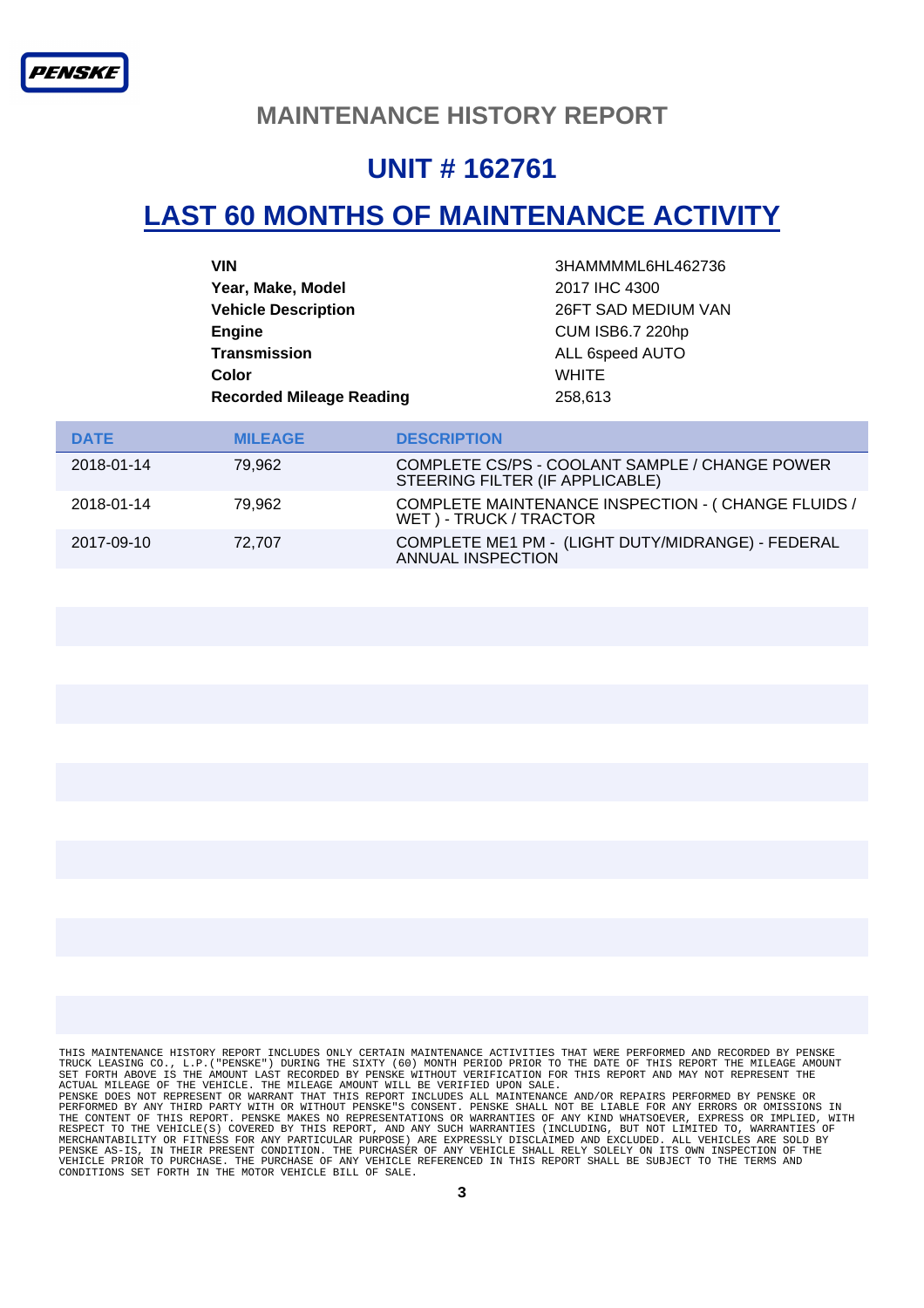PENSKE

# MAINTENANCE HISTORY REPORT

## UNIT # 162761

## LAST 60 MONTHS OF MAINTENANCE ACTIVITY

| | |
|---|---|
| **VIN** | 3HAMMMML6HL462736 |
| **Year, Make, Model** | 2017 IHC 4300 |
| **Vehicle Description** | 26FT SAD MEDIUM VAN |
| **Engine** | CUM ISB6.7 220hp |
| **Transmission** | ALL 6speed AUTO |
| **Color** | WHITE |
| **Recorded Mileage Reading** | 258,613 |

| DATE | MILEAGE | DESCRIPTION |
|---|---|---|
| 2018-01-14 | 79,962 | COMPLETE CS/PS - COOLANT SAMPLE / CHANGE POWER STEERING FILTER (IF APPLICABLE) |
| 2018-01-14 | 79,962 | COMPLETE MAINTENANCE INSPECTION - ( CHANGE FLUIDS / WET ) - TRUCK / TRACTOR |
| 2017-09-10 | 72,707 | COMPLETE ME1 PM - (LIGHT DUTY/MIDRANGE) - FEDERAL ANNUAL INSPECTION |

THIS MAINTENANCE HISTORY REPORT INCLUDES ONLY CERTAIN MAINTENANCE ACTIVITIES THAT WERE PERFORMED AND RECORDED BY PENSKE TRUCK LEASING CO., L.P.("PENSKE") DURING THE SIXTY (60) MONTH PERIOD PRIOR TO THE DATE OF THIS REPORT THE MILEAGE AMOUNT SET FORTH ABOVE IS THE AMOUNT LAST RECORDED BY PENSKE WITHOUT VERIFICATION FOR THIS REPORT AND MAY NOT REPRESENT THE ACTUAL MILEAGE OF THE VEHICLE. THE MILEAGE AMOUNT WILL BE VERIFIED UPON SALE.
PENSKE DOES NOT REPRESENT OR WARRANT THAT THIS REPORT INCLUDES ALL MAINTENANCE AND/OR REPAIRS PERFORMED BY PENSKE OR PERFORMED BY ANY THIRD PARTY WITH OR WITHOUT PENSKE"S CONSENT. PENSKE SHALL NOT BE LIABLE FOR ANY ERRORS OR OMISSIONS IN THE CONTENT OF THIS REPORT. PENSKE MAKES NO REPRESENTATIONS OR WARRANTIES OF ANY KIND WHATSOEVER, EXPRESS OR IMPLIED, WITH RESPECT TO THE VEHICLE(S) COVERED BY THIS REPORT, AND ANY SUCH WARRANTIES (INCLUDING, BUT NOT LIMITED TO, WARRANTIES OF MERCHANTABILITY OR FITNESS FOR ANY PARTICULAR PURPOSE) ARE EXPRESSLY DISCLAIMED AND EXCLUDED. ALL VEHICLES ARE SOLD BY PENSKE AS-IS, IN THEIR PRESENT CONDITION. THE PURCHASER OF ANY VEHICLE SHALL RELY SOLELY ON ITS OWN INSPECTION OF THE VEHICLE PRIOR TO PURCHASE. THE PURCHASE OF ANY VEHICLE REFERENCED IN THIS REPORT SHALL BE SUBJECT TO THE TERMS AND CONDITIONS SET FORTH IN THE MOTOR VEHICLE BILL OF SALE.